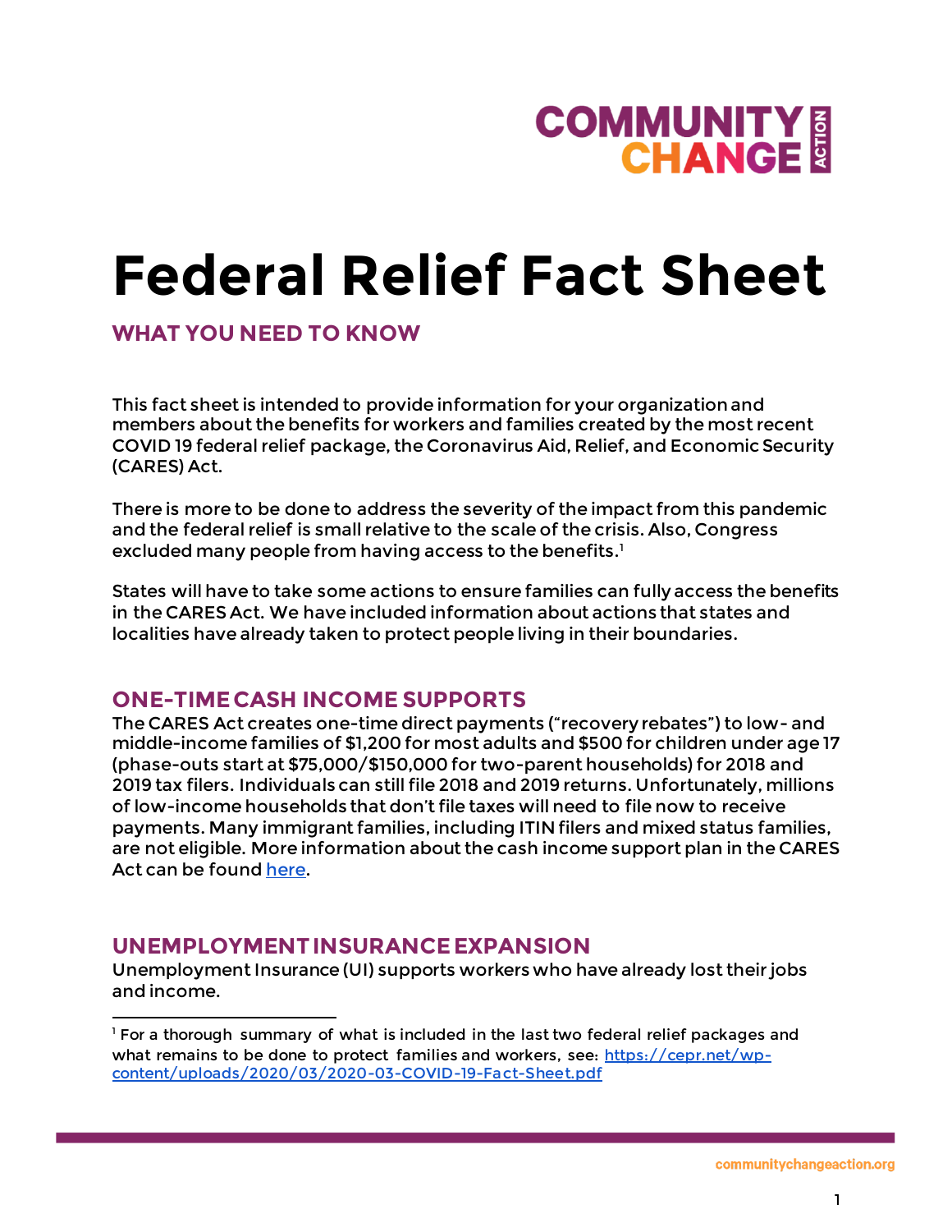# Federal Relief Fact Sheet

## WHAT YOU NEED TO KNOW

This fact sheet is intended to provide information for your organization and members about the benefits for workers and families created by the most recent COVID 19 federal relief package, the Coronavirus Aid, Relief, and Economic Security (CARES) Act.

There is more to be done to address the severity of the impact from this pandemic and the federal relief is small relative to the scale of the crisis. Also, Congress excluded many people from having access to the benefits.[1]

States will have to take some actions to ensure families can fully access the benefits in the CARES Act. We have included information about actions that states and localities have already taken to protect people living in their boundaries.

## ONE-TIME CASH INCOME SUPPORTS

The CARES Act creates one-time direct payments ("recovery rebates") to low- and middle-income families of $1,200 for most adults and $500 for children under age 17 (phase-outs start at $75,000/$150,000 for two-parent households) for 2018 and 2019 tax filers. Individuals can still file 2018 and 2019 returns. Unfortunately, millions of low-income households that don't file taxes will need to file now to receive payments. Many immigrant families, including ITIN filers and mixed status families, are not eligible. More information about the cash income support plan in the CARES Act can be found here.

## UNEMPLOYMENT INSURANCE EXPANSION

Unemployment Insurance (UI) supports workers who have already lost their jobs and income.

---

[1] For a thorough summary of what is included in the last two federal relief packages and what remains to be done to protect families and workers, see: https://cepr.net/wp-content/uploads/2020/03/2020-03-COVID-19-Fact-Sheet.pdf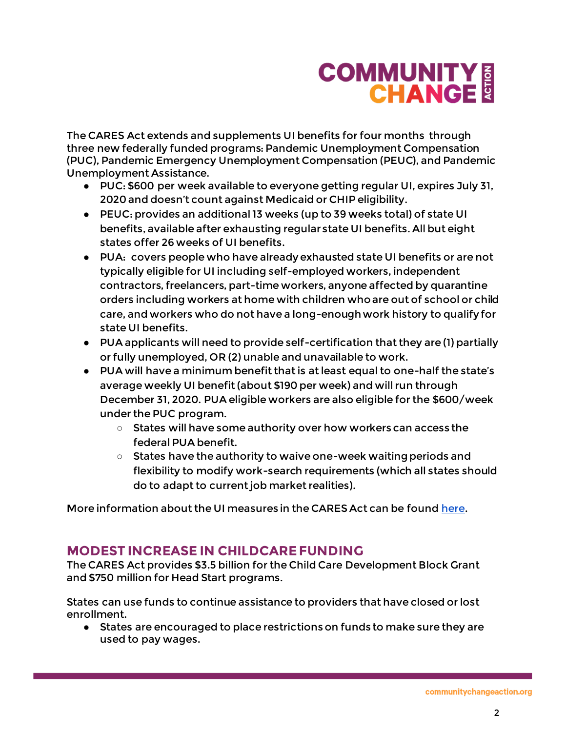The CARES Act extends and supplements UI benefits for four months through three new federally funded programs: Pandemic Unemployment Compensation (PUC), Pandemic Emergency Unemployment Compensation (PEUC), and Pandemic Unemployment Assistance.

- PUC: $600 per week available to everyone getting regular UI, expires July 31, 2020 and doesn't count against Medicaid or CHIP eligibility.
- PEUC: provides an additional 13 weeks (up to 39 weeks total) of state UI benefits, available after exhausting regular state UI benefits. All but eight states offer 26 weeks of UI benefits.
- PUA: covers people who have already exhausted state UI benefits or are not typically eligible for UI including self-employed workers, independent contractors, freelancers, part-time workers, anyone affected by quarantine orders including workers at home with children who are out of school or child care, and workers who do not have a long-enough work history to qualify for state UI benefits.
- PUA applicants will need to provide self-certification that they are (1) partially or fully unemployed, OR (2) unable and unavailable to work.
- PUA will have a minimum benefit that is at least equal to one-half the state's average weekly UI benefit (about $190 per week) and will run through December 31, 2020. PUA eligible workers are also eligible for the $600/week under the PUC program.
  - States will have some authority over how workers can access the federal PUA benefit.
  - States have the authority to waive one-week waiting periods and flexibility to modify work-search requirements (which all states should do to adapt to current job market realities).

More information about the UI measures in the CARES Act can be found here.

## MODEST INCREASE IN CHILDCARE FUNDING

The CARES Act provides $3.5 billion for the Child Care Development Block Grant and $750 million for Head Start programs.

States can use funds to continue assistance to providers that have closed or lost enrollment.

- States are encouraged to place restrictions on funds to make sure they are used to pay wages.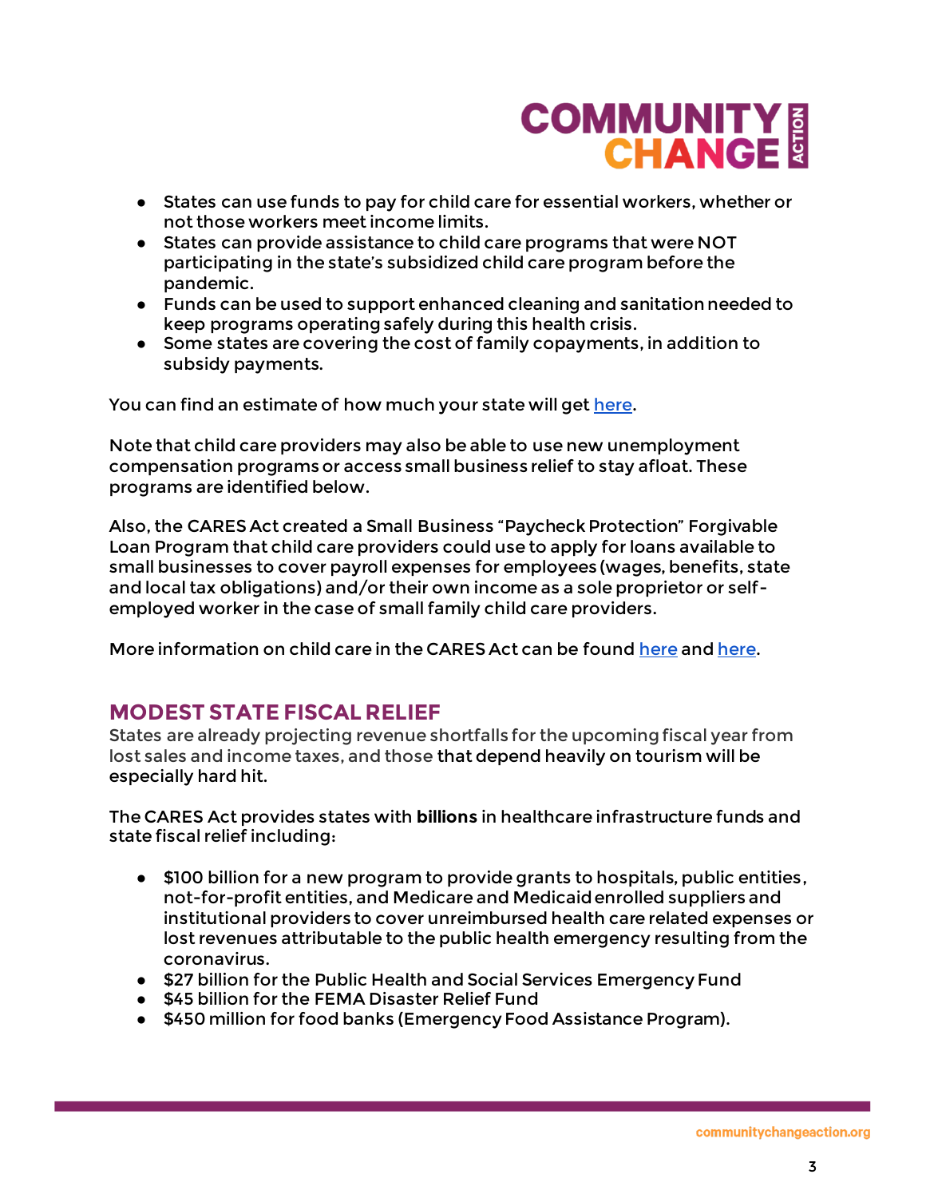- States can use funds to pay for child care for essential workers, whether or not those workers meet income limits.
- States can provide assistance to child care programs that were NOT participating in the state's subsidized child care program before the pandemic.
- Funds can be used to support enhanced cleaning and sanitation needed to keep programs operating safely during this health crisis.
- Some states are covering the cost of family copayments, in addition to subsidy payments.

You can find an estimate of how much your state will get here.

Note that child care providers may also be able to use new unemployment compensation programs or access small business relief to stay afloat. These programs are identified below.

Also, the CARES Act created a Small Business "Paycheck Protection" Forgivable Loan Program that child care providers could use to apply for loans available to small businesses to cover payroll expenses for employees (wages, benefits, state and local tax obligations) and/or their own income as a sole proprietor or self-employed worker in the case of small family child care providers.

More information on child care in the CARES Act can be found here and here.

## MODEST STATE FISCAL RELIEF

States are already projecting revenue shortfalls for the upcoming fiscal year from lost sales and income taxes, and those that depend heavily on tourism will be especially hard hit.

The CARES Act provides states with **billions** in healthcare infrastructure funds and state fiscal relief including:

- $100 billion for a new program to provide grants to hospitals, public entities, not-for-profit entities, and Medicare and Medicaid enrolled suppliers and institutional providers to cover unreimbursed health care related expenses or lost revenues attributable to the public health emergency resulting from the coronavirus.
- $27 billion for the Public Health and Social Services Emergency Fund
- $45 billion for the FEMA Disaster Relief Fund
- $450 million for food banks (Emergency Food Assistance Program).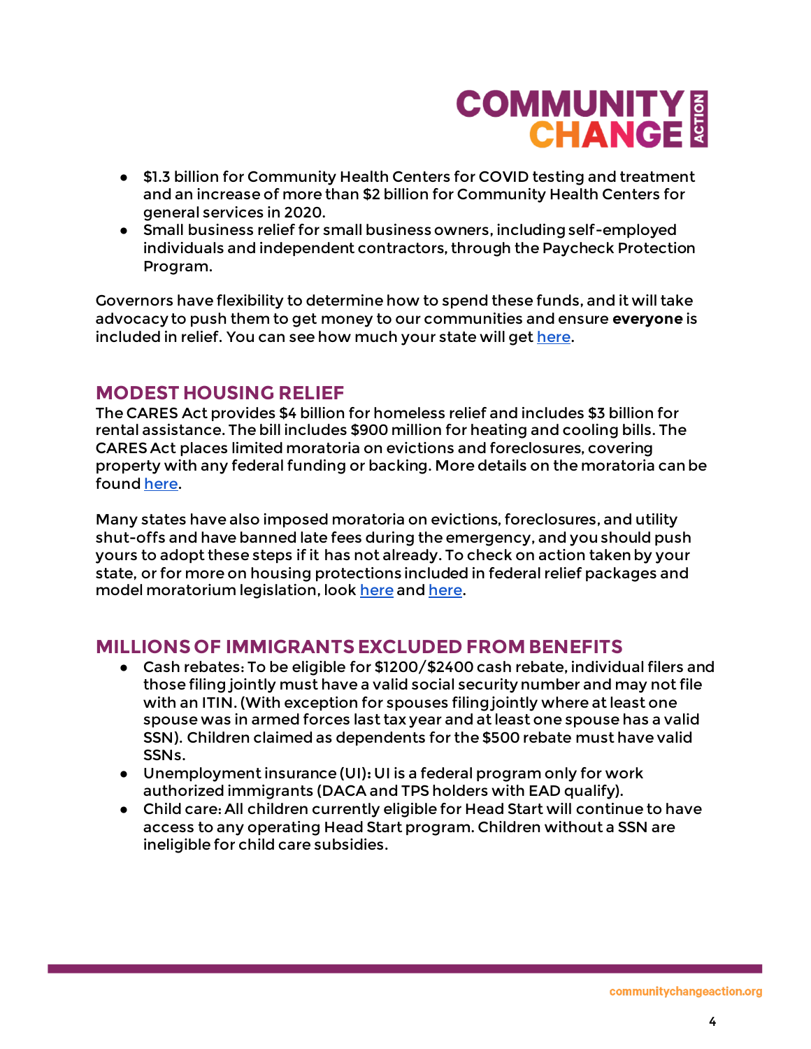- $1.3 billion for Community Health Centers for COVID testing and treatment and an increase of more than $2 billion for Community Health Centers for general services in 2020.
- Small business relief for small business owners, including self-employed individuals and independent contractors, through the Paycheck Protection Program.

Governors have flexibility to determine how to spend these funds, and it will take advocacy to push them to get money to our communities and ensure **everyone** is included in relief. You can see how much your state will get here.

## MODEST HOUSING RELIEF

The CARES Act provides $4 billion for homeless relief and includes $3 billion for rental assistance. The bill includes $900 million for heating and cooling bills. The CARES Act places limited moratoria on evictions and foreclosures, covering property with any federal funding or backing. More details on the moratoria can be found here.

Many states have also imposed moratoria on evictions, foreclosures, and utility shut-offs and have banned late fees during the emergency, and you should push yours to adopt these steps if it has not already. To check on action taken by your state, or for more on housing protections included in federal relief packages and model moratorium legislation, look here and here.

## MILLIONS OF IMMIGRANTS EXCLUDED FROM BENEFITS

- Cash rebates: To be eligible for $1200/$2400 cash rebate, individual filers and those filing jointly must have a valid social security number and may not file with an ITIN. (With exception for spouses filing jointly where at least one spouse was in armed forces last tax year and at least one spouse has a valid SSN). Children claimed as dependents for the $500 rebate must have valid SSNs.
- Unemployment insurance (UI): UI is a federal program only for work authorized immigrants (DACA and TPS holders with EAD qualify).
- Child care: All children currently eligible for Head Start will continue to have access to any operating Head Start program. Children without a SSN are ineligible for child care subsidies.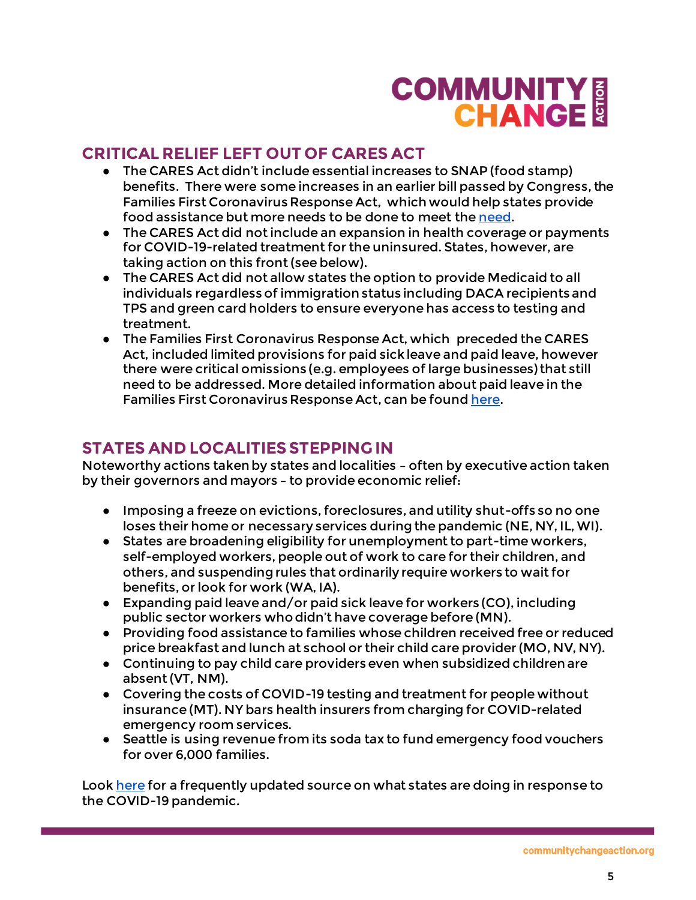## CRITICAL RELIEF LEFT OUT OF CARES ACT

- The CARES Act didn't include essential increases to SNAP (food stamp) benefits. There were some increases in an earlier bill passed by Congress, the Families First Coronavirus Response Act, which would help states provide food assistance but more needs to be done to meet the need.
- The CARES Act did not include an expansion in health coverage or payments for COVID-19-related treatment for the uninsured. States, however, are taking action on this front (see below).
- The CARES Act did not allow states the option to provide Medicaid to all individuals regardless of immigration status including DACA recipients and TPS and green card holders to ensure everyone has access to testing and treatment.
- The Families First Coronavirus Response Act, which preceded the CARES Act, included limited provisions for paid sick leave and paid leave, however there were critical omissions (e.g. employees of large businesses) that still need to be addressed. More detailed information about paid leave in the Families First Coronavirus Response Act, can be found here.

## STATES AND LOCALITIES STEPPING IN

Noteworthy actions taken by states and localities – often by executive action taken by their governors and mayors – to provide economic relief:

- Imposing a freeze on evictions, foreclosures, and utility shut-offs so no one loses their home or necessary services during the pandemic (NE, NY, IL, WI).
- States are broadening eligibility for unemployment to part-time workers, self-employed workers, people out of work to care for their children, and others, and suspending rules that ordinarily require workers to wait for benefits, or look for work (WA, IA).
- Expanding paid leave and/or paid sick leave for workers (CO), including public sector workers who didn't have coverage before (MN).
- Providing food assistance to families whose children received free or reduced price breakfast and lunch at school or their child care provider (MO, NV, NY).
- Continuing to pay child care providers even when subsidized children are absent (VT, NM).
- Covering the costs of COVID-19 testing and treatment for people without insurance (MT). NY bars health insurers from charging for COVID-related emergency room services.
- Seattle is using revenue from its soda tax to fund emergency food vouchers for over 6,000 families.

Look here for a frequently updated source on what states are doing in response to the COVID-19 pandemic.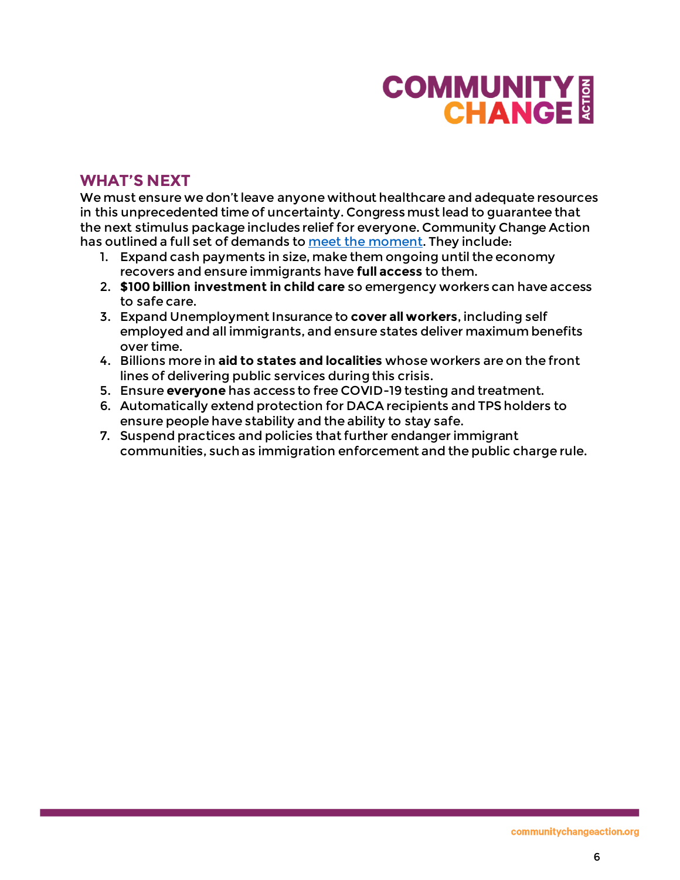## WHAT'S NEXT

We must ensure we don't leave anyone without healthcare and adequate resources in this unprecedented time of uncertainty. Congress must lead to guarantee that the next stimulus package includes relief for everyone. Community Change Action has outlined a full set of demands to meet the moment. They include:

1. Expand cash payments in size, make them ongoing until the economy recovers and ensure immigrants have **full access** to them.
2. **$100 billion investment in child care** so emergency workers can have access to safe care.
3. Expand Unemployment Insurance to **cover all workers**, including self employed and all immigrants, and ensure states deliver maximum benefits over time.
4. Billions more in **aid to states and localities** whose workers are on the front lines of delivering public services during this crisis.
5. Ensure **everyone** has access to free COVID-19 testing and treatment.
6. Automatically extend protection for DACA recipients and TPS holders to ensure people have stability and the ability to stay safe.
7. Suspend practices and policies that further endanger immigrant communities, such as immigration enforcement and the public charge rule.